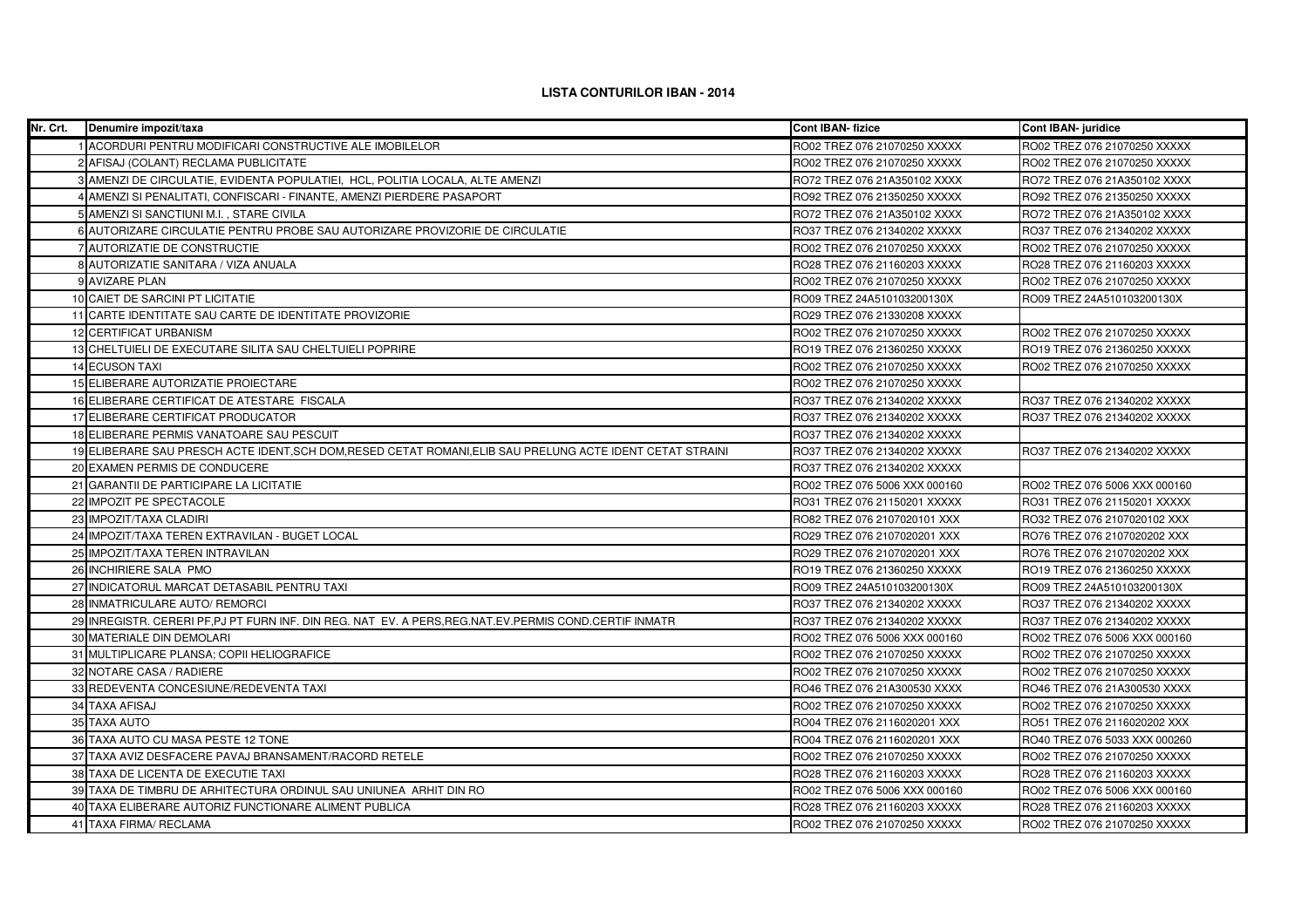# LISTA CONTURILOR IBAN - 2014

| Nr. Crt. | Denumire impozit/taxa | Cont IBAN- fizice | Cont IBAN- juridice |
|---|---|---|---|
| 1 | ACORDURI PENTRU MODIFICARI CONSTRUCTIVE ALE IMOBILELOR | RO02 TREZ 076 21070250 XXXXX | RO02 TREZ 076 21070250 XXXXX |
| 2 | AFISAJ (COLANT) RECLAMA PUBLICITATE | RO02 TREZ 076 21070250 XXXXX | RO02 TREZ 076 21070250 XXXXX |
| 3 | AMENZI DE CIRCULATIE, EVIDENTA POPULATIEI, HCL, POLITIA LOCALA, ALTE AMENZI | RO72 TREZ 076 21A350102 XXXX | RO72 TREZ 076 21A350102 XXXX |
| 4 | AMENZI SI PENALITATI, CONFISCARI - FINANTE, AMENZI PIERDERE PASAPORT | RO92 TREZ 076 21350250 XXXXX | RO92 TREZ 076 21350250 XXXXX |
| 5 | AMENZI SI SANCTIUNI M.I. , STARE CIVILA | RO72 TREZ 076 21A350102 XXXX | RO72 TREZ 076 21A350102 XXXX |
| 6 | AUTORIZARE CIRCULATIE PENTRU PROBE SAU AUTORIZARE PROVIZORIE DE CIRCULATIE | RO37 TREZ 076 21340202 XXXXX | RO37 TREZ 076 21340202 XXXXX |
| 7 | AUTORIZATIE DE CONSTRUCTIE | RO02 TREZ 076 21070250 XXXXX | RO02 TREZ 076 21070250 XXXXX |
| 8 | AUTORIZATIE SANITARA / VIZA ANUALA | RO28 TREZ 076 21160203 XXXXX | RO28 TREZ 076 21160203 XXXXX |
| 9 | AVIZARE PLAN | RO02 TREZ 076 21070250 XXXXX | RO02 TREZ 076 21070250 XXXXX |
| 10 | CAIET DE SARCINI PT LICITATIE | RO09 TREZ 24A510103200130X | RO09 TREZ 24A510103200130X |
| 11 | CARTE IDENTITATE SAU CARTE DE IDENTITATE PROVIZORIE | RO29 TREZ 076 21330208 XXXXX | |
| 12 | CERTIFICAT URBANISM | RO02 TREZ 076 21070250 XXXXX | RO02 TREZ 076 21070250 XXXXX |
| 13 | CHELTUIELI DE EXECUTARE SILITA SAU CHELTUIELI POPRIRE | RO19 TREZ 076 21360250 XXXXX | RO19 TREZ 076 21360250 XXXXX |
| 14 | ECUSON TAXI | RO02 TREZ 076 21070250 XXXXX | RO02 TREZ 076 21070250 XXXXX |
| 15 | ELIBERARE AUTORIZATIE PROIECTARE | RO02 TREZ 076 21070250 XXXXX | |
| 16 | ELIBERARE CERTIFICAT DE ATESTARE FISCALA | RO37 TREZ 076 21340202 XXXXX | RO37 TREZ 076 21340202 XXXXX |
| 17 | ELIBERARE CERTIFICAT PRODUCATOR | RO37 TREZ 076 21340202 XXXXX | RO37 TREZ 076 21340202 XXXXX |
| 18 | ELIBERARE PERMIS VANATOARE SAU PESCUIT | RO37 TREZ 076 21340202 XXXXX | |
| 19 | ELIBERARE SAU PRESCH ACTE IDENT,SCH DOM,RESED CETAT ROMANI,ELIB SAU PRELUNG ACTE IDENT CETAT STRAINI | RO37 TREZ 076 21340202 XXXXX | RO37 TREZ 076 21340202 XXXXX |
| 20 | EXAMEN PERMIS DE CONDUCERE | RO37 TREZ 076 21340202 XXXXX | |
| 21 | GARANTII DE PARTICIPARE LA LICITATIE | RO02 TREZ 076 5006 XXX 000160 | RO02 TREZ 076 5006 XXX 000160 |
| 22 | IMPOZIT PE SPECTACOLE | RO31 TREZ 076 21150201 XXXXX | RO31 TREZ 076 21150201 XXXXX |
| 23 | IMPOZIT/TAXA CLADIRI | RO82 TREZ 076 2107020101 XXX | RO32 TREZ 076 2107020102 XXX |
| 24 | IMPOZIT/TAXA TEREN EXTRAVILAN - BUGET LOCAL | RO29 TREZ 076 2107020201 XXX | RO76 TREZ 076 2107020202 XXX |
| 25 | IMPOZIT/TAXA TEREN INTRAVILAN | RO29 TREZ 076 2107020201 XXX | RO76 TREZ 076 2107020202 XXX |
| 26 | INCHIRIERE SALA PMO | RO19 TREZ 076 21360250 XXXXX | RO19 TREZ 076 21360250 XXXXX |
| 27 | INDICATORUL MARCAT DETASABIL PENTRU TAXI | RO09 TREZ 24A510103200130X | RO09 TREZ 24A510103200130X |
| 28 | INMATRICULARE AUTO/ REMORCI | RO37 TREZ 076 21340202 XXXXX | RO37 TREZ 076 21340202 XXXXX |
| 29 | INREGISTR. CERERI PF,PJ PT FURN INF. DIN REG. NAT EV. A PERS,REG.NAT.EV.PERMIS COND.CERTIF INMATR | RO37 TREZ 076 21340202 XXXXX | RO37 TREZ 076 21340202 XXXXX |
| 30 | MATERIALE DIN DEMOLARI | RO02 TREZ 076 5006 XXX 000160 | RO02 TREZ 076 5006 XXX 000160 |
| 31 | MULTIPLICARE PLANSA; COPII HELIOGRAFICE | RO02 TREZ 076 21070250 XXXXX | RO02 TREZ 076 21070250 XXXXX |
| 32 | NOTARE CASA / RADIERE | RO02 TREZ 076 21070250 XXXXX | RO02 TREZ 076 21070250 XXXXX |
| 33 | REDEVENTA CONCESIUNE/REDEVENTA TAXI | RO46 TREZ 076 21A300530 XXXX | RO46 TREZ 076 21A300530 XXXX |
| 34 | TAXA AFISAJ | RO02 TREZ 076 21070250 XXXXX | RO02 TREZ 076 21070250 XXXXX |
| 35 | TAXA AUTO | RO04 TREZ 076 2116020201 XXX | RO51 TREZ 076 2116020202 XXX |
| 36 | TAXA AUTO CU MASA PESTE 12 TONE | RO04 TREZ 076 2116020201 XXX | RO40 TREZ 076 5033 XXX 000260 |
| 37 | TAXA AVIZ DESFACERE PAVAJ BRANSAMENT/RACORD RETELE | RO02 TREZ 076 21070250 XXXXX | RO02 TREZ 076 21070250 XXXXX |
| 38 | TAXA DE LICENTA DE EXECUTIE TAXI | RO28 TREZ 076 21160203 XXXXX | RO28 TREZ 076 21160203 XXXXX |
| 39 | TAXA DE TIMBRU DE ARHITECTURA ORDINUL SAU UNIUNEA ARHIT DIN RO | RO02 TREZ 076 5006 XXX 000160 | RO02 TREZ 076 5006 XXX 000160 |
| 40 | TAXA ELIBERARE AUTORIZ FUNCTIONARE ALIMENT PUBLICA | RO28 TREZ 076 21160203 XXXXX | RO28 TREZ 076 21160203 XXXXX |
| 41 | TAXA FIRMA/ RECLAMA | RO02 TREZ 076 21070250 XXXXX | RO02 TREZ 076 21070250 XXXXX |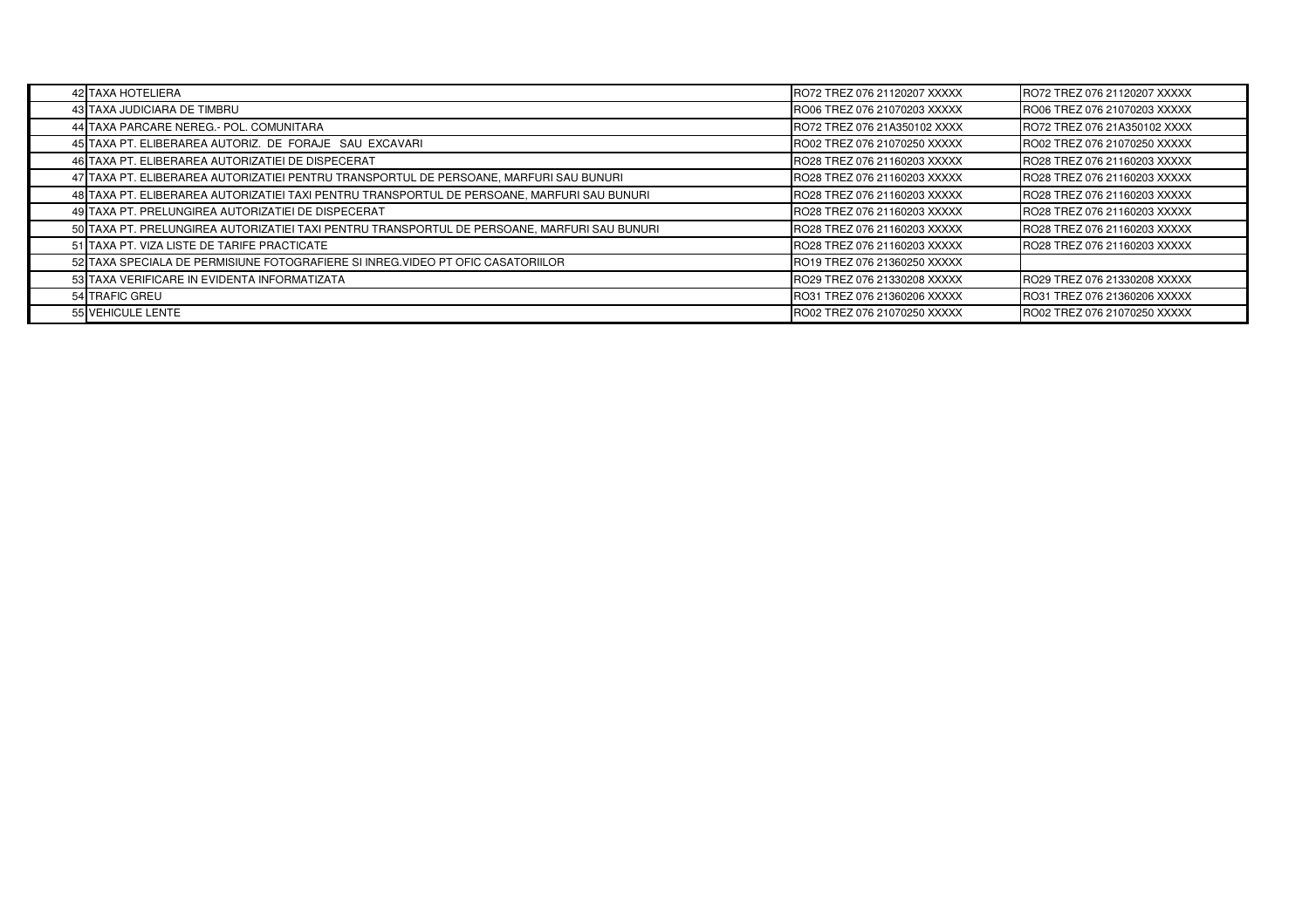| | | | |
|---|---|---|---|
| 42 | TAXA HOTELIERA | RO72 TREZ 076 21120207 XXXXX | RO72 TREZ 076 21120207 XXXXX |
| 43 | TAXA JUDICIARA DE TIMBRU | RO06 TREZ 076 21070203 XXXXX | RO06 TREZ 076 21070203 XXXXX |
| 44 | TAXA PARCARE NEREG.- POL. COMUNITARA | RO72 TREZ 076 21A350102 XXXX | RO72 TREZ 076 21A350102 XXXX |
| 45 | TAXA PT. ELIBERAREA AUTORIZ. DE FORAJE SAU EXCAVARI | RO02 TREZ 076 21070250 XXXXX | RO02 TREZ 076 21070250 XXXXX |
| 46 | TAXA PT. ELIBERAREA AUTORIZATIEI DE DISPECERAT | RO28 TREZ 076 21160203 XXXXX | RO28 TREZ 076 21160203 XXXXX |
| 47 | TAXA PT. ELIBERAREA AUTORIZATIEI PENTRU TRANSPORTUL DE PERSOANE, MARFURI SAU BUNURI | RO28 TREZ 076 21160203 XXXXX | RO28 TREZ 076 21160203 XXXXX |
| 48 | TAXA PT. ELIBERAREA AUTORIZATIEI TAXI PENTRU TRANSPORTUL DE PERSOANE, MARFURI SAU BUNURI | RO28 TREZ 076 21160203 XXXXX | RO28 TREZ 076 21160203 XXXXX |
| 49 | TAXA PT. PRELUNGIREA AUTORIZATIEI DE DISPECERAT | RO28 TREZ 076 21160203 XXXXX | RO28 TREZ 076 21160203 XXXXX |
| 50 | TAXA PT. PRELUNGIREA AUTORIZATIEI TAXI PENTRU TRANSPORTUL DE PERSOANE, MARFURI SAU BUNURI | RO28 TREZ 076 21160203 XXXXX | RO28 TREZ 076 21160203 XXXXX |
| 51 | TAXA PT. VIZA LISTE DE TARIFE PRACTICATE | RO28 TREZ 076 21160203 XXXXX | RO28 TREZ 076 21160203 XXXXX |
| 52 | TAXA SPECIALA DE PERMISIUNE FOTOGRAFIERE SI INREG.VIDEO PT OFIC CASATORIILOR | RO19 TREZ 076 21360250 XXXXX | |
| 53 | TAXA VERIFICARE IN EVIDENTA INFORMATIZATA | RO29 TREZ 076 21330208 XXXXX | RO29 TREZ 076 21330208 XXXXX |
| 54 | TRAFIC GREU | RO31 TREZ 076 21360206 XXXXX | RO31 TREZ 076 21360206 XXXXX |
| 55 | VEHICULE LENTE | RO02 TREZ 076 21070250 XXXXX | RO02 TREZ 076 21070250 XXXXX |